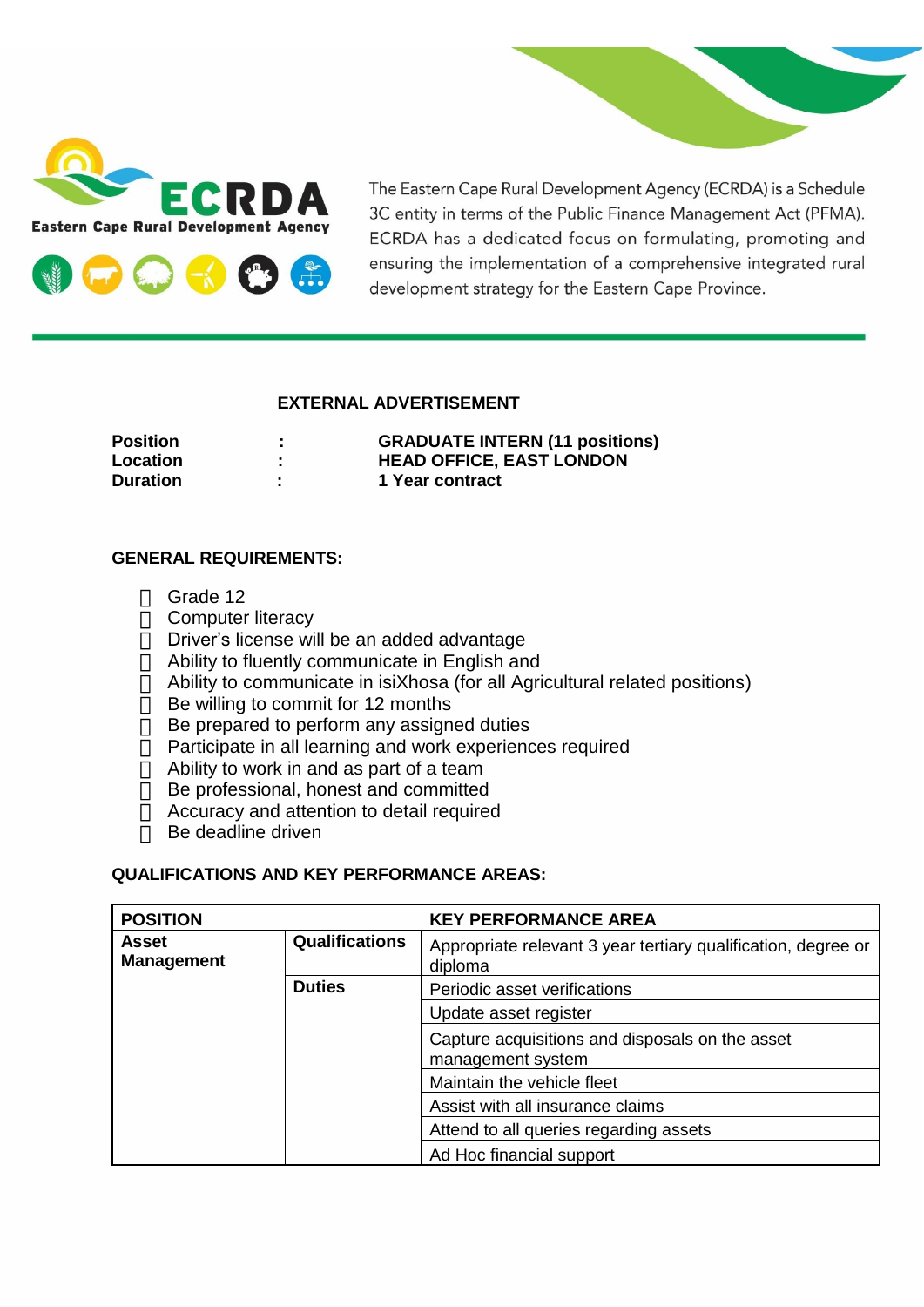**ECRDA**
**Eastern Cape Rural Development Agency**

The Eastern Cape Rural Development Agency (ECRDA) is a Schedule 3C entity in terms of the Public Finance Management Act (PFMA). ECRDA has a dedicated focus on formulating, promoting and ensuring the implementation of a comprehensive integrated rural development strategy for the Eastern Cape Province.

**EXTERNAL ADVERTISEMENT**

| | | |
|---|---|---|
| **Position** | **:** | **GRADUATE INTERN (11 positions)** |
| **Location** | **:** | **HEAD OFFICE, EAST LONDON** |
| **Duration** | **:** | **1 Year contract** |

**GENERAL REQUIREMENTS:**

- Grade 12
- Computer literacy
- Driver's license will be an added advantage
- Ability to fluently communicate in English and
- Ability to communicate in isiXhosa (for all Agricultural related positions)
- Be willing to commit for 12 months
- Be prepared to perform any assigned duties
- Participate in all learning and work experiences required
- Ability to work in and as part of a team
- Be professional, honest and committed
- Accuracy and attention to detail required
- Be deadline driven

**QUALIFICATIONS AND KEY PERFORMANCE AREAS:**

| **POSITION** | | **KEY PERFORMANCE AREA** |
|---|---|---|
| **Asset Management** | **Qualifications** | Appropriate relevant 3 year tertiary qualification, degree or diploma |
| | **Duties** | Periodic asset verifications |
| | | Update asset register |
| | | Capture acquisitions and disposals on the asset management system |
| | | Maintain the vehicle fleet |
| | | Assist with all insurance claims |
| | | Attend to all queries regarding assets |
| | | Ad Hoc financial support |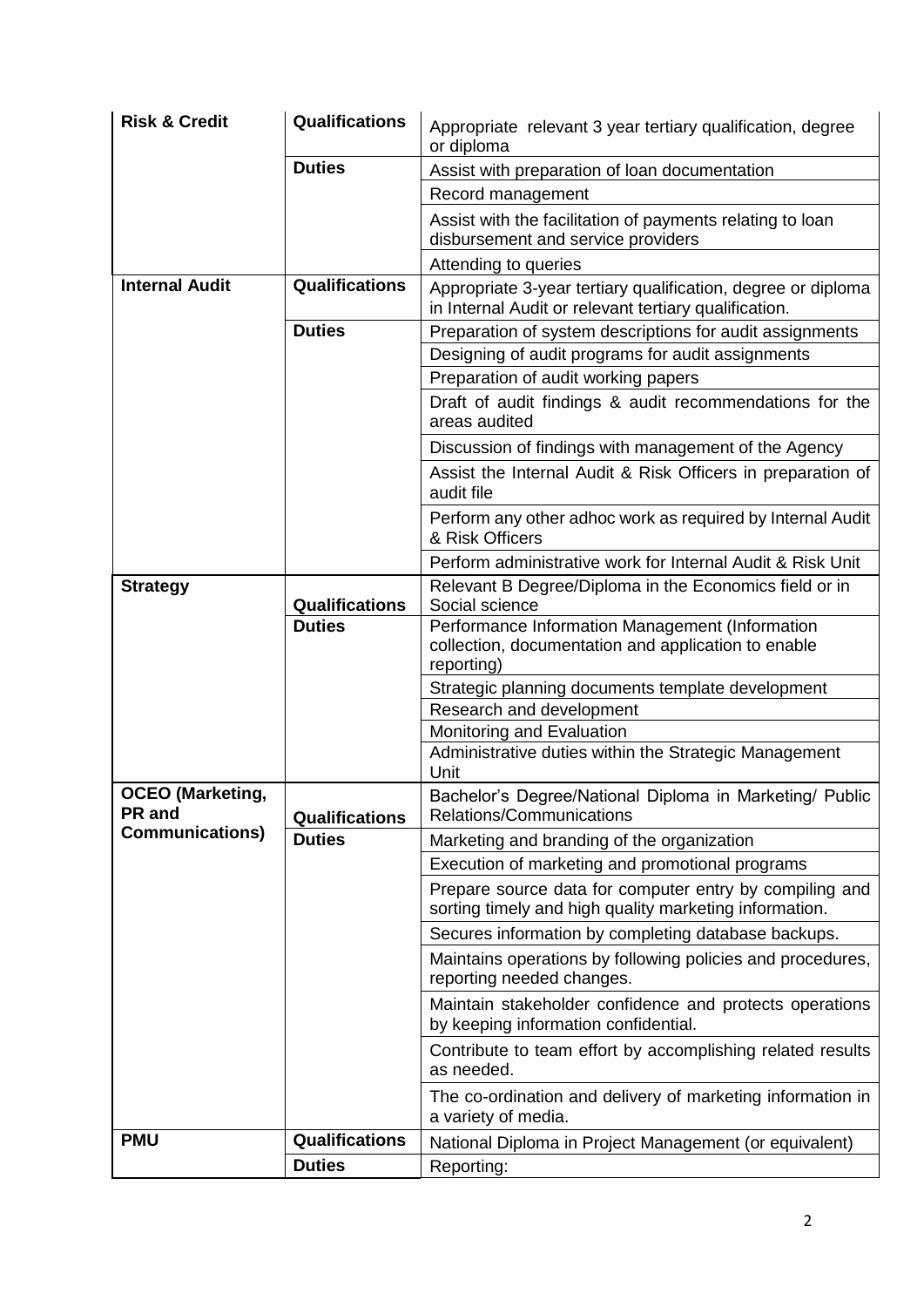| | | |
|---|---|---|
| **Risk & Credit** | **Qualifications** | Appropriate relevant 3 year tertiary qualification, degree or diploma |
| | **Duties** | Assist with preparation of loan documentation |
| | | Record management |
| | | Assist with the facilitation of payments relating to loan disbursement and service providers |
| | | Attending to queries |
| **Internal Audit** | **Qualifications** | Appropriate 3-year tertiary qualification, degree or diploma in Internal Audit or relevant tertiary qualification. |
| | **Duties** | Preparation of system descriptions for audit assignments |
| | | Designing of audit programs for audit assignments |
| | | Preparation of audit working papers |
| | | Draft of audit findings & audit recommendations for the areas audited |
| | | Discussion of findings with management of the Agency |
| | | Assist the Internal Audit & Risk Officers in preparation of audit file |
| | | Perform any other adhoc work as required by Internal Audit & Risk Officers |
| | | Perform administrative work for Internal Audit & Risk Unit |
| **Strategy** | **Qualifications** | Relevant B Degree/Diploma in the Economics field or in Social science |
| | **Duties** | Performance Information Management (Information collection, documentation and application to enable reporting) |
| | | Strategic planning documents template development |
| | | Research and development |
| | | Monitoring and Evaluation |
| | | Administrative duties within the Strategic Management Unit |
| **OCEO (Marketing, PR and Communications)** | **Qualifications** | Bachelor's Degree/National Diploma in Marketing/ Public Relations/Communications |
| | **Duties** | Marketing and branding of the organization |
| | | Execution of marketing and promotional programs |
| | | Prepare source data for computer entry by compiling and sorting timely and high quality marketing information. |
| | | Secures information by completing database backups. |
| | | Maintains operations by following policies and procedures, reporting needed changes. |
| | | Maintain stakeholder confidence and protects operations by keeping information confidential. |
| | | Contribute to team effort by accomplishing related results as needed. |
| | | The co-ordination and delivery of marketing information in a variety of media. |
| **PMU** | **Qualifications** | National Diploma in Project Management (or equivalent) |
| | **Duties** | Reporting: |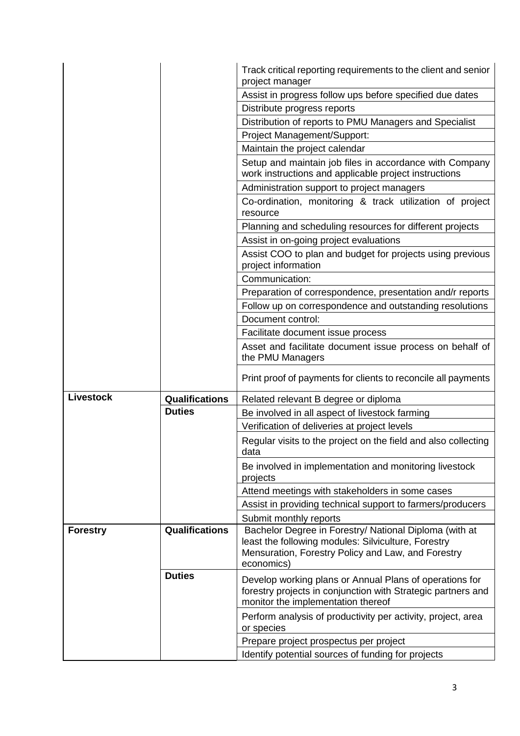| | | |
|---|---|---|
| | | Track critical reporting requirements to the client and senior project manager |
| | | Assist in progress follow ups before specified due dates |
| | | Distribute progress reports |
| | | Distribution of reports to PMU Managers and Specialist |
| | | Project Management/Support: |
| | | Maintain the project calendar |
| | | Setup and maintain job files in accordance with Company work instructions and applicable project instructions |
| | | Administration support to project managers |
| | | Co-ordination, monitoring & track utilization of project resource |
| | | Planning and scheduling resources for different projects |
| | | Assist in on-going project evaluations |
| | | Assist COO to plan and budget for projects using previous project information |
| | | Communication: |
| | | Preparation of correspondence, presentation and/r reports |
| | | Follow up on correspondence and outstanding resolutions |
| | | Document control: |
| | | Facilitate document issue process |
| | | Asset and facilitate document issue process on behalf of the PMU Managers |
| | | Print proof of payments for clients to reconcile all payments |
| **Livestock** | **Qualifications** | Related relevant B degree or diploma |
| | **Duties** | Be involved in all aspect of livestock farming |
| | | Verification of deliveries at project levels |
| | | Regular visits to the project on the field and also collecting data |
| | | Be involved in implementation and monitoring livestock projects |
| | | Attend meetings with stakeholders in some cases |
| | | Assist in providing technical support to farmers/producers |
| | | Submit monthly reports |
| **Forestry** | **Qualifications** | Bachelor Degree in Forestry/ National Diploma (with at least the following modules: Silviculture, Forestry Mensuration, Forestry Policy and Law, and Forestry economics) |
| | **Duties** | Develop working plans or Annual Plans of operations for forestry projects in conjunction with Strategic partners and monitor the implementation thereof |
| | | Perform analysis of productivity per activity, project, area or species |
| | | Prepare project prospectus per project |
| | | Identify potential sources of funding for projects |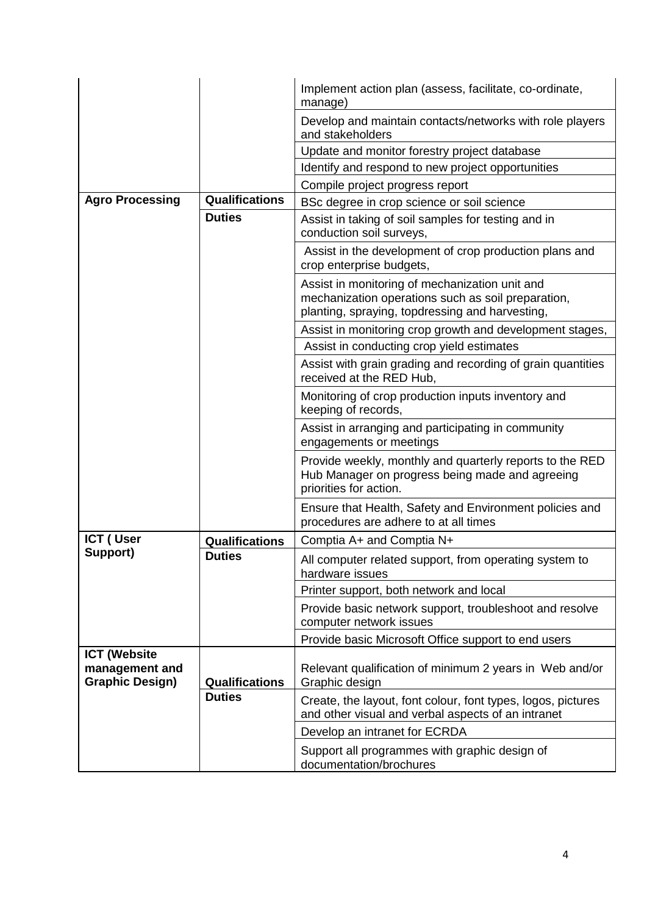| | | |
|---|---|---|
| | | Implement action plan (assess, facilitate, co-ordinate, manage) |
| | | Develop and maintain contacts/networks with role players and stakeholders |
| | | Update and monitor forestry project database |
| | | Identify and respond to new project opportunities |
| | | Compile project progress report |
| **Agro Processing** | **Qualifications** | BSc degree in crop science or soil science |
| | **Duties** | Assist in taking of soil samples for testing and in conduction soil surveys, |
| | | Assist in the development of crop production plans and crop enterprise budgets, |
| | | Assist in monitoring of mechanization unit and mechanization operations such as soil preparation, planting, spraying, topdressing and harvesting, |
| | | Assist in monitoring crop growth and development stages, |
| | | Assist in conducting crop yield estimates |
| | | Assist with grain grading and recording of grain quantities received at the RED Hub, |
| | | Monitoring of crop production inputs inventory and keeping of records, |
| | | Assist in arranging and participating in community engagements or meetings |
| | | Provide weekly, monthly and quarterly reports to the RED Hub Manager on progress being made and agreeing priorities for action. |
| | | Ensure that Health, Safety and Environment policies and procedures are adhere to at all times |
| **ICT ( User Support)** | **Qualifications** | Comptia A+ and Comptia N+ |
| | **Duties** | All computer related support, from operating system to hardware issues |
| | | Printer support, both network and local |
| | | Provide basic network support, troubleshoot and resolve computer network issues |
| | | Provide basic Microsoft Office support to end users |
| **ICT (Website management and Graphic Design)** | **Qualifications** | Relevant qualification of minimum 2 years in Web and/or Graphic design |
| | **Duties** | Create, the layout, font colour, font types, logos, pictures and other visual and verbal aspects of an intranet |
| | | Develop an intranet for ECRDA |
| | | Support all programmes with graphic design of documentation/brochures |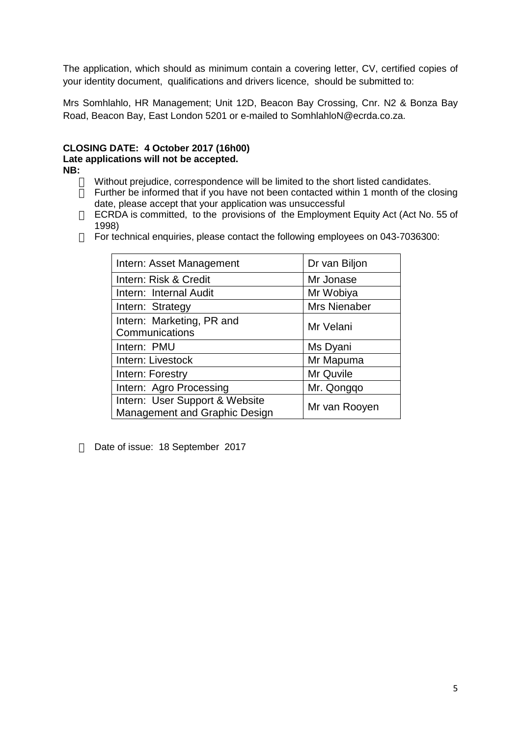The application, which should as minimum contain a covering letter, CV, certified copies of your identity document, qualifications and drivers licence, should be submitted to:

Mrs Somhlahlo, HR Management; Unit 12D, Beacon Bay Crossing, Cnr. N2 & Bonza Bay Road, Beacon Bay, East London 5201 or e-mailed to SomhlahloN@ecrda.co.za.

**CLOSING DATE: 4 October 2017 (16h00)**
**Late applications will not be accepted.**
**NB:**

- Without prejudice, correspondence will be limited to the short listed candidates.
- Further be informed that if you have not been contacted within 1 month of the closing date, please accept that your application was unsuccessful
- ECRDA is committed, to the provisions of the Employment Equity Act (Act No. 55 of 1998)
- For technical enquiries, please contact the following employees on 043-7036300:

| | |
|---|---|
| Intern: Asset Management | Dr van Biljon |
| Intern: Risk & Credit | Mr Jonase |
| Intern: Internal Audit | Mr Wobiya |
| Intern: Strategy | Mrs Nienaber |
| Intern: Marketing, PR and Communications | Mr Velani |
| Intern: PMU | Ms Dyani |
| Intern: Livestock | Mr Mapuma |
| Intern: Forestry | Mr Quvile |
| Intern: Agro Processing | Mr. Qongqo |
| Intern: User Support & Website Management and Graphic Design | Mr van Rooyen |

- Date of issue: 18 September 2017